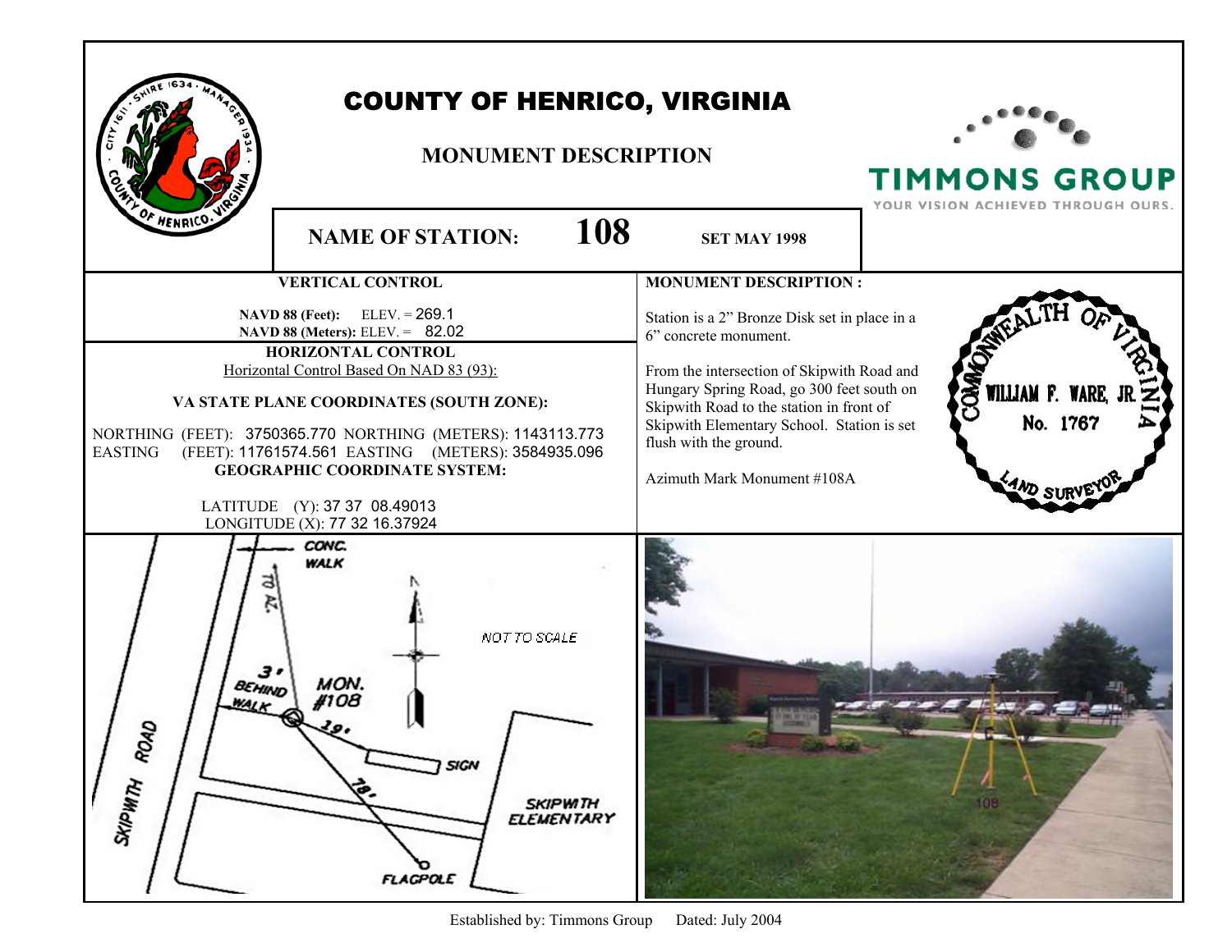# COUNTY OF HENRICO, VIRGINIA

## MONUMENT DESCRIPTION

TIMMONS GROUP
YOUR VISION ACHIEVED THROUGH OURS.

**NAME OF STATION:** **108** **SET MAY 1998**

### VERTICAL CONTROL

**NAVD 88 (Feet):** ELEV. = 269.1
**NAVD 88 (Meters):** ELEV. = 82.02

### HORIZONTAL CONTROL

Horizontal Control Based On NAD 83 (93):

**VA STATE PLANE COORDINATES (SOUTH ZONE):**

NORTHING (FEET): 3750365.770 NORTHING (METERS): 1143113.773
EASTING (FEET): 11761574.561 EASTING (METERS): 3584935.096

**GEOGRAPHIC COORDINATE SYSTEM:**

LATITUDE (Y): 37 37 08.49013
LONGITUDE (X): 77 32 16.37924

### MONUMENT DESCRIPTION :

Station is a 2" Bronze Disk set in place in a 6" concrete monument.

From the intersection of Skipwith Road and Hungary Spring Road, go 300 feet south on Skipwith Road to the station in front of Skipwith Elementary School. Station is set flush with the ground.

Azimuth Mark Monument #108A

COMMONWEALTH OF VIRGINIA
WILLIAM F. WARE, JR.
No. 1767
LAND SURVEYOR

CONC. WALK
TO AZ.
NOT TO SCALE
3' BEHIND WALK
MON. #108
19'
78'
SIGN
SKIPWITH ROAD
SKIPWITH ELEMENTARY
FLAGPOLE

Established by: Timmons Group Dated: July 2004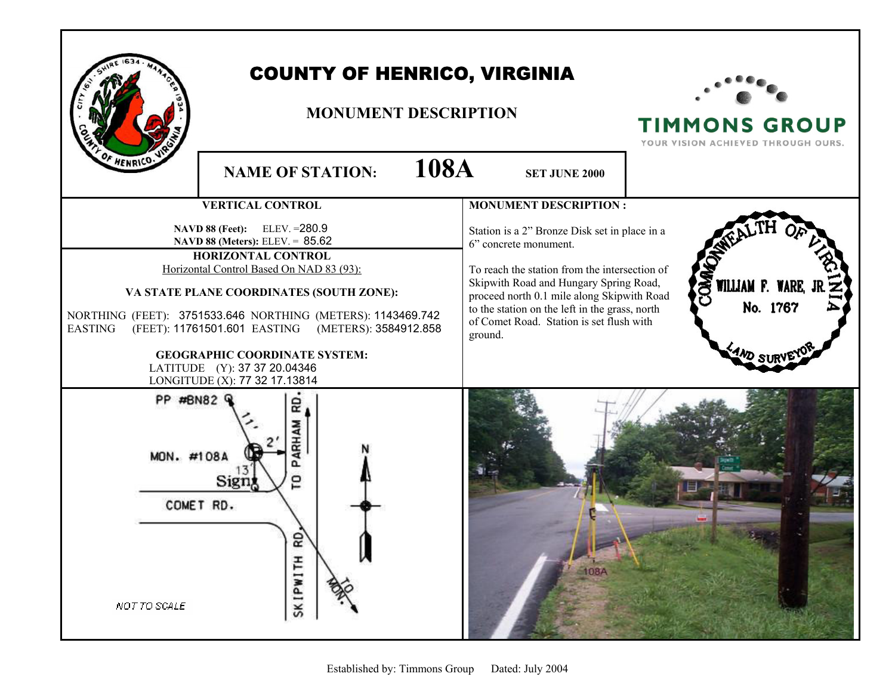# COUNTY OF HENRICO, VIRGINIA

## MONUMENT DESCRIPTION

TIMMONS GROUP
YOUR VISION ACHIEVED THROUGH OURS.

**NAME OF STATION:** **108A** **SET JUNE 2000**

### VERTICAL CONTROL

**NAVD 88 (Feet):** ELEV. =280.9
**NAVD 88 (Meters):** ELEV. = 85.62

### HORIZONTAL CONTROL

Horizontal Control Based On NAD 83 (93):

**VA STATE PLANE COORDINATES (SOUTH ZONE):**

NORTHING (FEET): 3751533.646 NORTHING (METERS): 1143469.742
EASTING (FEET): 11761501.601 EASTING (METERS): 3584912.858

**GEOGRAPHIC COORDINATE SYSTEM:**

LATITUDE (Y): 37 37 20.04346
LONGITUDE (X): 77 32 17.13814

### MONUMENT DESCRIPTION :

Station is a 2" Bronze Disk set in place in a 6" concrete monument.

To reach the station from the intersection of Skipwith Road and Hungary Spring Road, proceed north 0.1 mile along Skipwith Road to the station on the left in the grass, north of Comet Road. Station is set flush with ground.

COMMONWEALTH OF VIRGINIA
WILLIAM F. WARE, JR.
No. 1767
LAND SURVEYOR

PP #BN82
11'
2'
MON. #108A
13'
Sign
COMET RD.
TO PARHAM RD.
SKIPWITH RD.
TO MON.
N
NOT TO SCALE

Established by: Timmons Group Dated: July 2004